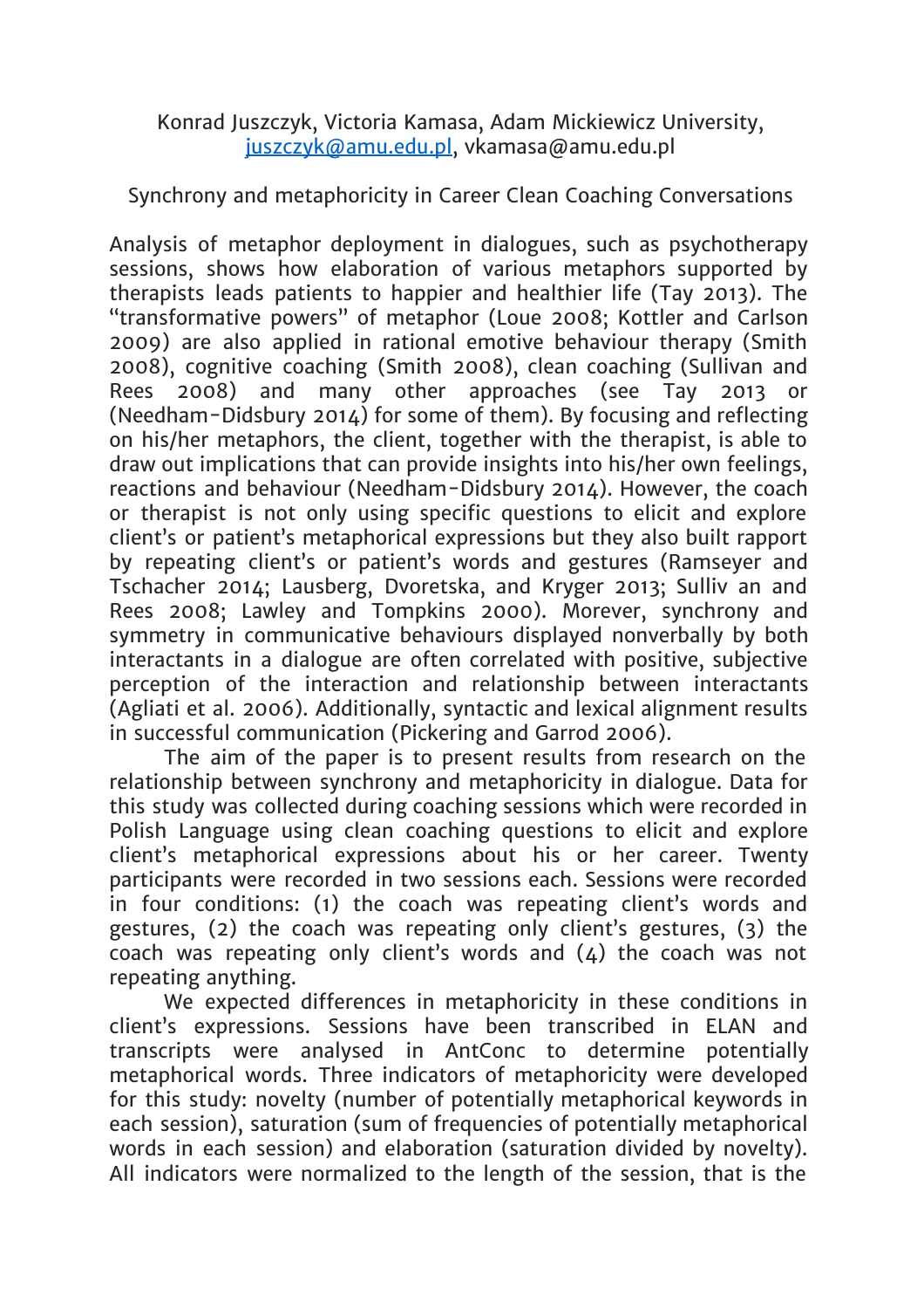Konrad Juszczyk, Victoria Kamasa, Adam Mickiewicz University, juszczyk@amu.edu.pl, vkamasa@amu.edu.pl

Synchrony and metaphoricity in Career Clean Coaching Conversations

Analysis of metaphor deployment in dialogues, such as psychotherapy sessions, shows how elaboration of various metaphors supported by therapists leads patients to happier and healthier life (Tay 2013). The "transformative powers" of metaphor (Loue 2008; Kottler and Carlson 2009) are also applied in rational emotive behaviour therapy (Smith 2008), cognitive coaching (Smith 2008), clean coaching (Sullivan and Rees 2008) and many other approaches (see Tay 2013 or (Needham-Didsbury 2014) for some of them). By focusing and reflecting on his/her metaphors, the client, together with the therapist, is able to draw out implications that can provide insights into his/her own feelings, reactions and behaviour (Needham-Didsbury 2014). However, the coach or therapist is not only using specific questions to elicit and explore client's or patient's metaphorical expressions but they also built rapport by repeating client's or patient's words and gestures (Ramseyer and Tschacher 2014; Lausberg, Dvoretska, and Kryger 2013; Sulliv an and Rees 2008; Lawley and Tompkins 2000). Morever, synchrony and symmetry in communicative behaviours displayed nonverbally by both interactants in a dialogue are often correlated with positive, subjective perception of the interaction and relationship between interactants (Agliati et al. 2006). Additionally, syntactic and lexical alignment results in successful communication (Pickering and Garrod 2006).

The aim of the paper is to present results from research on the relationship between synchrony and metaphoricity in dialogue. Data for this study was collected during coaching sessions which were recorded in Polish Language using clean coaching questions to elicit and explore client's metaphorical expressions about his or her career. Twenty participants were recorded in two sessions each. Sessions were recorded in four conditions: (1) the coach was repeating client's words and gestures, (2) the coach was repeating only client's gestures, (3) the coach was repeating only client's words and (4) the coach was not repeating anything.

We expected differences in metaphoricity in these conditions in client's expressions. Sessions have been transcribed in ELAN and transcripts were analysed in AntConc to determine potentially metaphorical words. Three indicators of metaphoricity were developed for this study: novelty (number of potentially metaphorical keywords in each session), saturation (sum of frequencies of potentially metaphorical words in each session) and elaboration (saturation divided by novelty). All indicators were normalized to the length of the session, that is the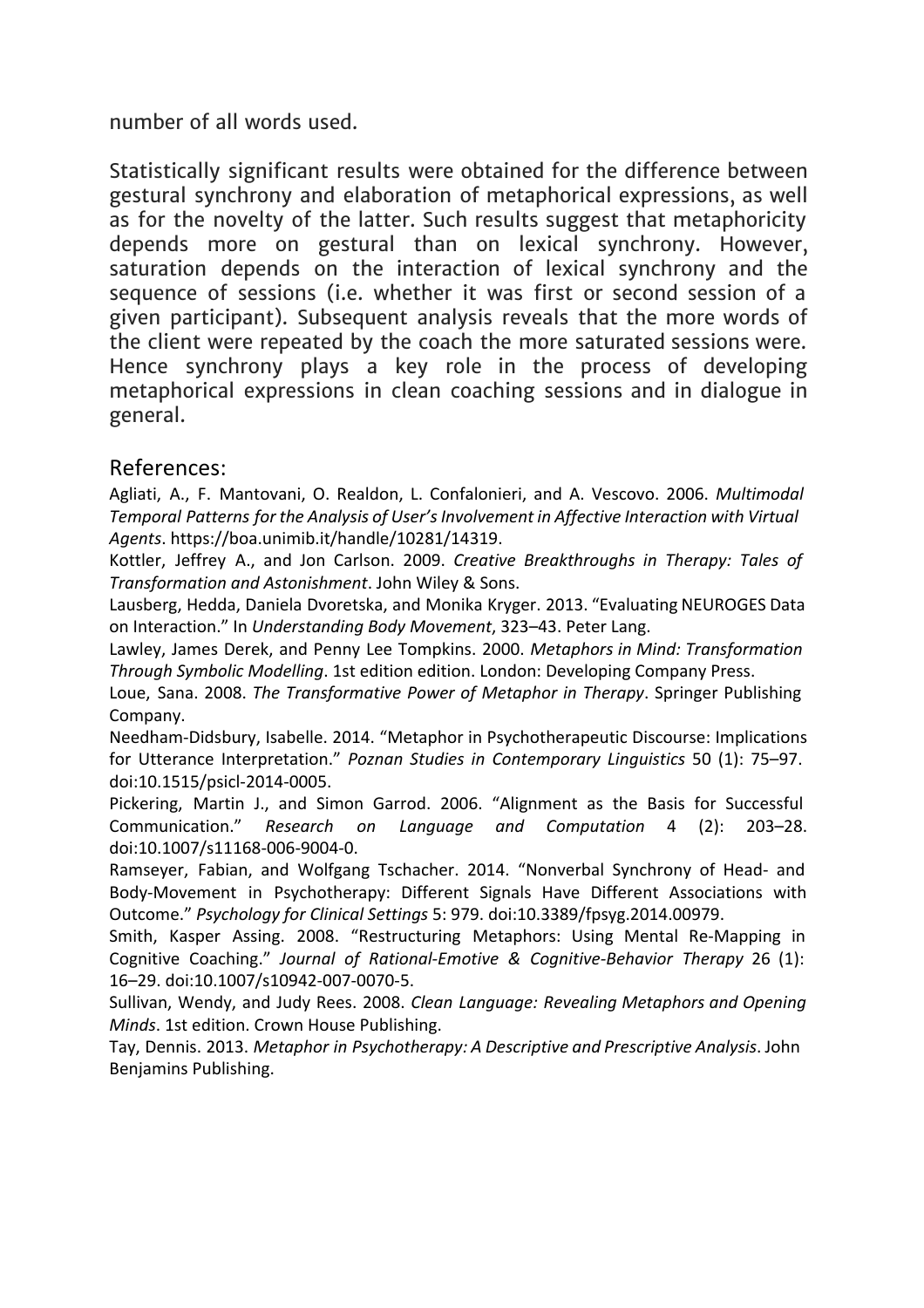number of all words used.

Statistically significant results were obtained for the difference between gestural synchrony and elaboration of metaphorical expressions, as well as for the novelty of the latter. Such results suggest that metaphoricity depends more on gestural than on lexical synchrony. However, saturation depends on the interaction of lexical synchrony and the sequence of sessions (i.e. whether it was first or second session of a given participant). Subsequent analysis reveals that the more words of the client were repeated by the coach the more saturated sessions were. Hence synchrony plays a key role in the process of developing metaphorical expressions in clean coaching sessions and in dialogue in general.

## References:

Agliati, A., F. Mantovani, O. Realdon, L. Confalonieri, and A. Vescovo. 2006. *Multimodal Temporal Patterns for the Analysis of User's Involvement in Affective Interaction with Virtual Agents*. https://boa.unimib.it/handle/10281/14319.

Kottler, Jeffrey A., and Jon Carlson. 2009. *Creative Breakthroughs in Therapy: Tales of Transformation and Astonishment*. John Wiley & Sons.

Lausberg, Hedda, Daniela Dvoretska, and Monika Kryger. 2013. "Evaluating NEUROGES Data on Interaction." In *Understanding Body Movement*, 323–43. Peter Lang.

Lawley, James Derek, and Penny Lee Tompkins. 2000. *Metaphors in Mind: Transformation Through Symbolic Modelling*. 1st edition edition. London: Developing Company Press.

Loue, Sana. 2008. *The Transformative Power of Metaphor in Therapy*. Springer Publishing Company.

Needham-Didsbury, Isabelle. 2014. "Metaphor in Psychotherapeutic Discourse: Implications for Utterance Interpretation." *Poznan Studies in Contemporary Linguistics* 50 (1): 75–97. doi:10.1515/psicl-2014-0005.

Pickering, Martin J., and Simon Garrod. 2006. "Alignment as the Basis for Successful Communication." *Research on Language and Computation* 4 (2): 203–28. doi:10.1007/s11168-006-9004-0.

Ramseyer, Fabian, and Wolfgang Tschacher. 2014. "Nonverbal Synchrony of Head- and Body-Movement in Psychotherapy: Different Signals Have Different Associations with Outcome." *Psychology for Clinical Settings* 5: 979. doi:10.3389/fpsyg.2014.00979.

Smith, Kasper Assing. 2008. "Restructuring Metaphors: Using Mental Re-Mapping in Cognitive Coaching." *Journal of Rational-Emotive & Cognitive-Behavior Therapy* 26 (1): 16–29. doi:10.1007/s10942-007-0070-5.

Sullivan, Wendy, and Judy Rees. 2008. *Clean Language: Revealing Metaphors and Opening Minds*. 1st edition. Crown House Publishing.

Tay, Dennis. 2013. *Metaphor in Psychotherapy: A Descriptive and Prescriptive Analysis*. John Benjamins Publishing.